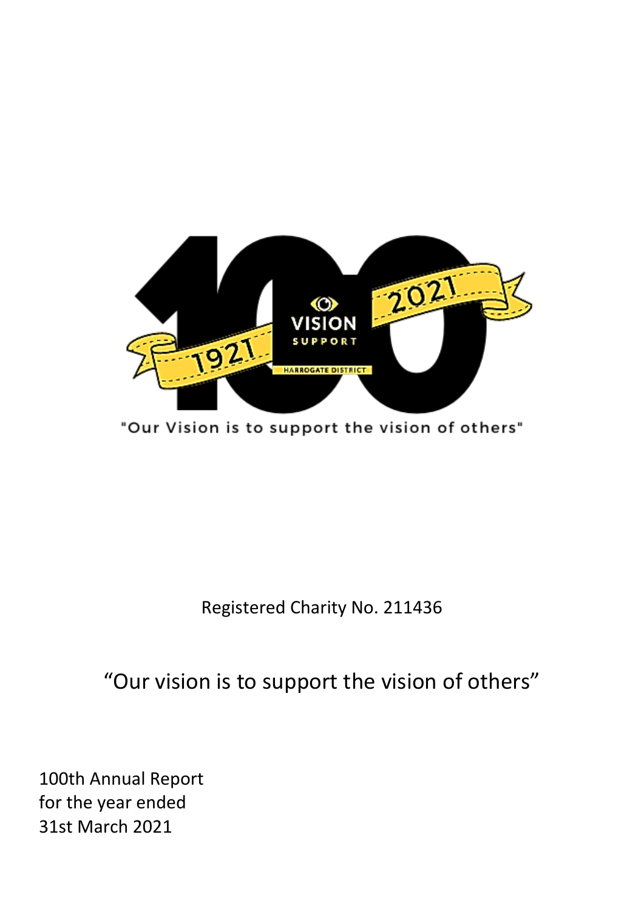"Our Vision is to support the vision of others"

Registered Charity No. 211436

"Our vision is to support the vision of others"

100th Annual Report
for the year ended
31st March 2021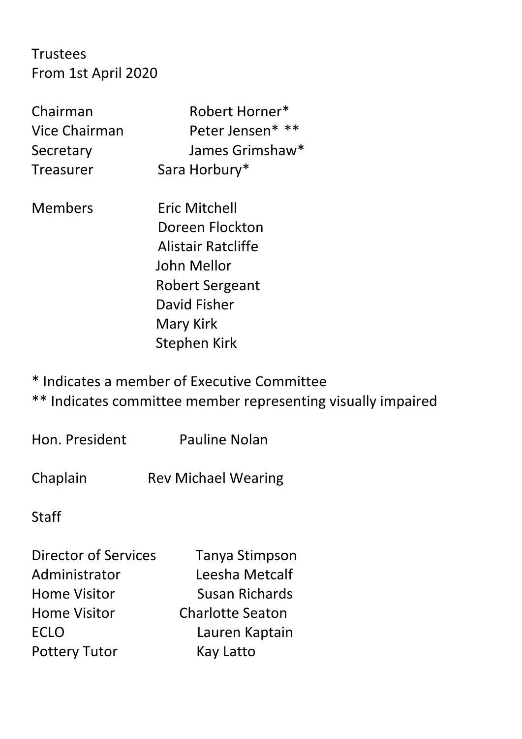Trustees
From 1st April 2020

| | |
|---|---|
| Chairman | Robert Horner* |
| Vice Chairman | Peter Jensen* ** |
| Secretary | James Grimshaw* |
| Treasurer | Sara Horbury* |
| | |
| Members | Eric Mitchell |
| | Doreen Flockton |
| | Alistair Ratcliffe |
| | John Mellor |
| | Robert Sergeant |
| | David Fisher |
| | Mary Kirk |
| | Stephen Kirk |

* Indicates a member of Executive Committee
** Indicates committee member representing visually impaired

Hon. President Pauline Nolan

Chaplain Rev Michael Wearing

Staff

| | |
|---|---|
| Director of Services | Tanya Stimpson |
| Administrator | Leesha Metcalf |
| Home Visitor | Susan Richards |
| Home Visitor | Charlotte Seaton |
| ECLO | Lauren Kaptain |
| Pottery Tutor | Kay Latto |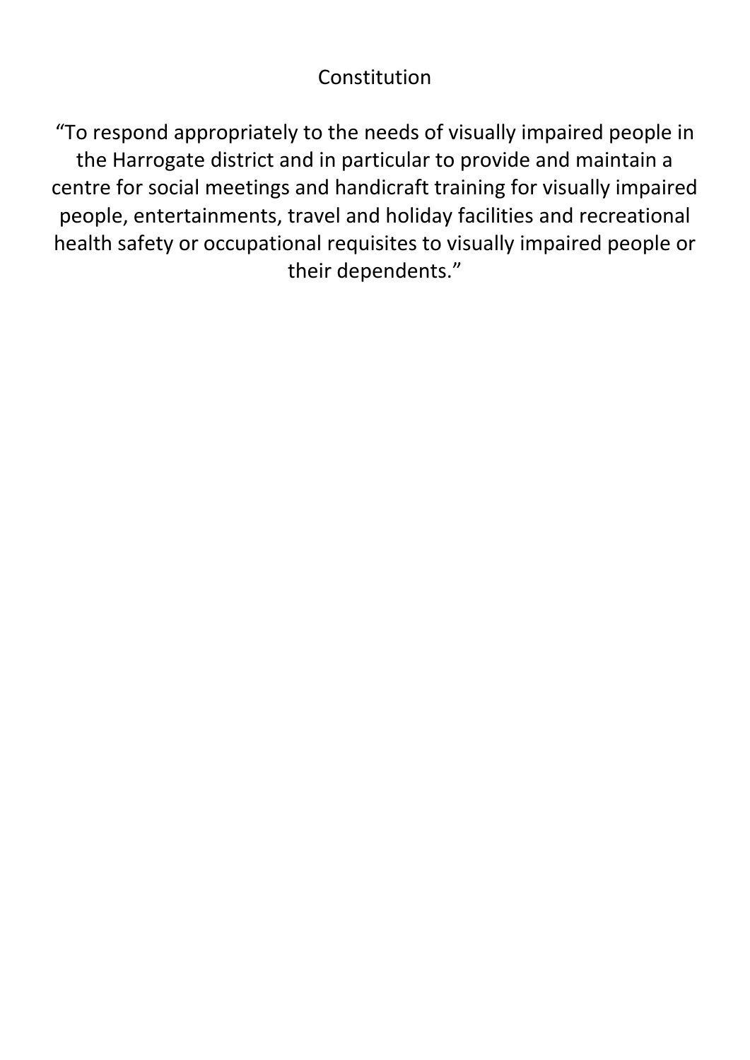# Constitution

"To respond appropriately to the needs of visually impaired people in the Harrogate district and in particular to provide and maintain a centre for social meetings and handicraft training for visually impaired people, entertainments, travel and holiday facilities and recreational health safety or occupational requisites to visually impaired people or their dependents."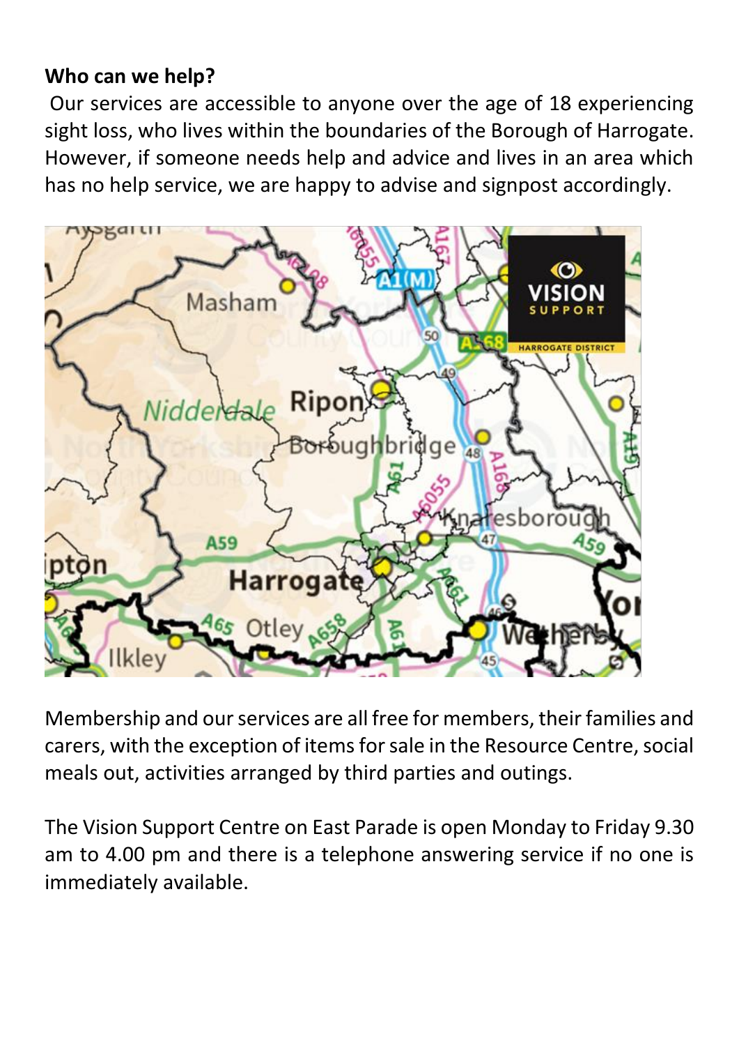**Who can we help?**

Our services are accessible to anyone over the age of 18 experiencing sight loss, who lives within the boundaries of the Borough of Harrogate. However, if someone needs help and advice and lives in an area which has no help service, we are happy to advise and signpost accordingly.

Membership and our services are all free for members, their families and carers, with the exception of items for sale in the Resource Centre, social meals out, activities arranged by third parties and outings.

The Vision Support Centre on East Parade is open Monday to Friday 9.30 am to 4.00 pm and there is a telephone answering service if no one is immediately available.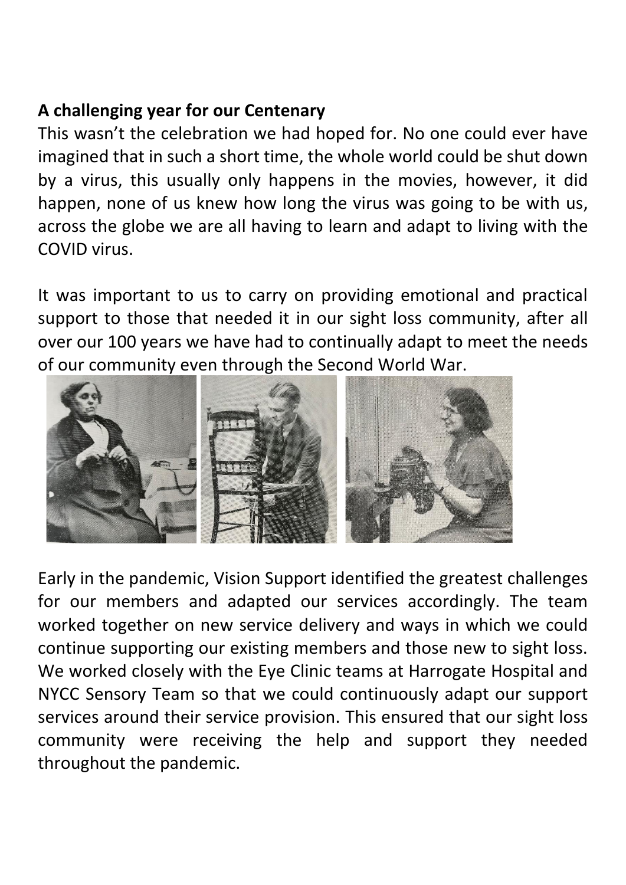**A challenging year for our Centenary**

This wasn't the celebration we had hoped for. No one could ever have imagined that in such a short time, the whole world could be shut down by a virus, this usually only happens in the movies, however, it did happen, none of us knew how long the virus was going to be with us, across the globe we are all having to learn and adapt to living with the COVID virus.

It was important to us to carry on providing emotional and practical support to those that needed it in our sight loss community, after all over our 100 years we have had to continually adapt to meet the needs of our community even through the Second World War.

Early in the pandemic, Vision Support identified the greatest challenges for our members and adapted our services accordingly. The team worked together on new service delivery and ways in which we could continue supporting our existing members and those new to sight loss. We worked closely with the Eye Clinic teams at Harrogate Hospital and NYCC Sensory Team so that we could continuously adapt our support services around their service provision. This ensured that our sight loss community were receiving the help and support they needed throughout the pandemic.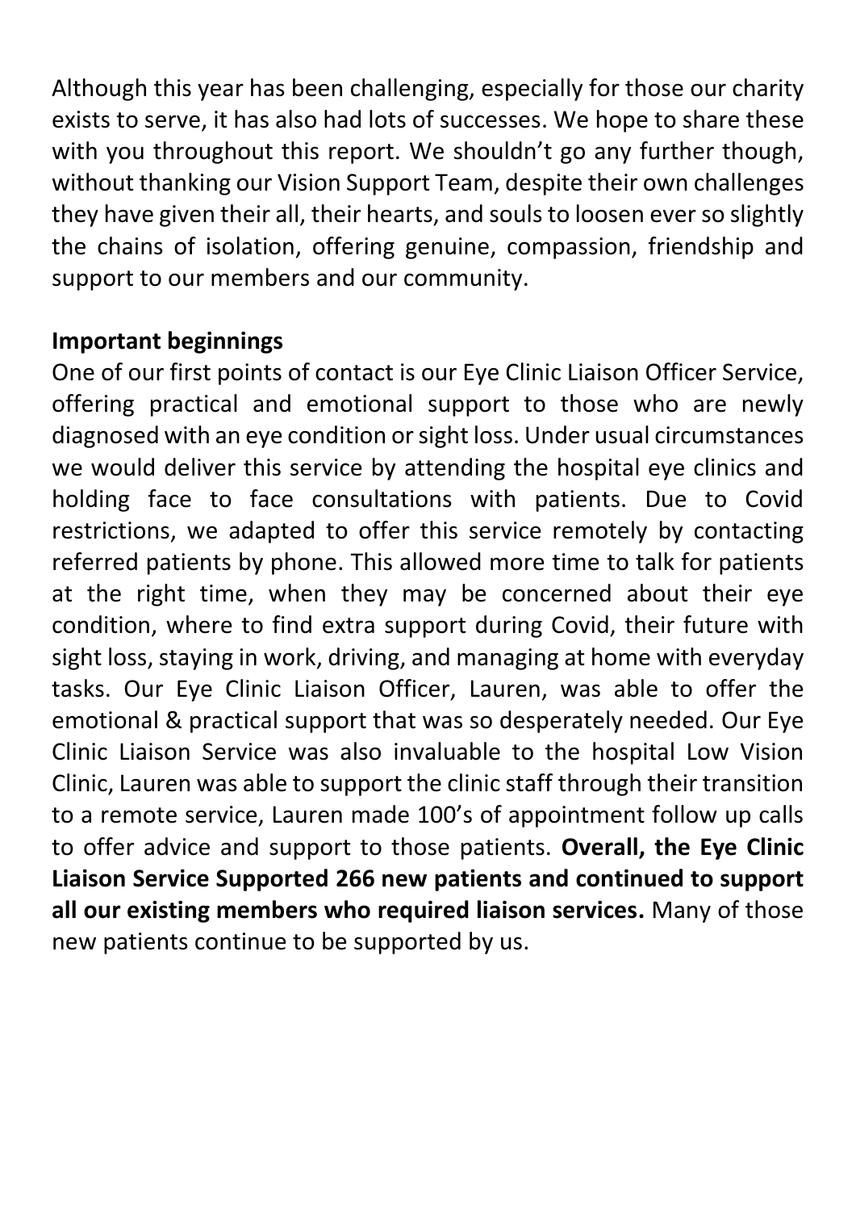Although this year has been challenging, especially for those our charity exists to serve, it has also had lots of successes. We hope to share these with you throughout this report. We shouldn't go any further though, without thanking our Vision Support Team, despite their own challenges they have given their all, their hearts, and souls to loosen ever so slightly the chains of isolation, offering genuine, compassion, friendship and support to our members and our community.

**Important beginnings**

One of our first points of contact is our Eye Clinic Liaison Officer Service, offering practical and emotional support to those who are newly diagnosed with an eye condition or sight loss. Under usual circumstances we would deliver this service by attending the hospital eye clinics and holding face to face consultations with patients. Due to Covid restrictions, we adapted to offer this service remotely by contacting referred patients by phone. This allowed more time to talk for patients at the right time, when they may be concerned about their eye condition, where to find extra support during Covid, their future with sight loss, staying in work, driving, and managing at home with everyday tasks. Our Eye Clinic Liaison Officer, Lauren, was able to offer the emotional & practical support that was so desperately needed. Our Eye Clinic Liaison Service was also invaluable to the hospital Low Vision Clinic, Lauren was able to support the clinic staff through their transition to a remote service, Lauren made 100's of appointment follow up calls to offer advice and support to those patients. **Overall, the Eye Clinic Liaison Service Supported 266 new patients and continued to support all our existing members who required liaison services.** Many of those new patients continue to be supported by us.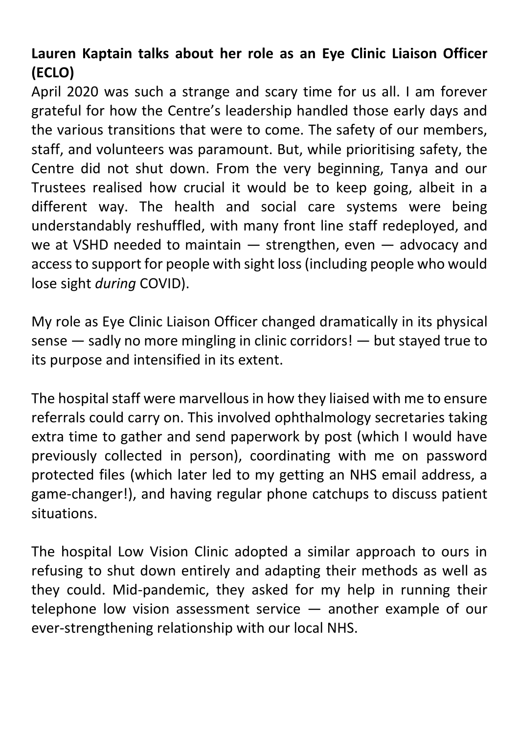**Lauren Kaptain talks about her role as an Eye Clinic Liaison Officer (ECLO)**

April 2020 was such a strange and scary time for us all. I am forever grateful for how the Centre's leadership handled those early days and the various transitions that were to come. The safety of our members, staff, and volunteers was paramount. But, while prioritising safety, the Centre did not shut down. From the very beginning, Tanya and our Trustees realised how crucial it would be to keep going, albeit in a different way. The health and social care systems were being understandably reshuffled, with many front line staff redeployed, and we at VSHD needed to maintain — strengthen, even — advocacy and access to support for people with sight loss (including people who would lose sight *during* COVID).

My role as Eye Clinic Liaison Officer changed dramatically in its physical sense — sadly no more mingling in clinic corridors! — but stayed true to its purpose and intensified in its extent.

The hospital staff were marvellous in how they liaised with me to ensure referrals could carry on. This involved ophthalmology secretaries taking extra time to gather and send paperwork by post (which I would have previously collected in person), coordinating with me on password protected files (which later led to my getting an NHS email address, a game-changer!), and having regular phone catchups to discuss patient situations.

The hospital Low Vision Clinic adopted a similar approach to ours in refusing to shut down entirely and adapting their methods as well as they could. Mid-pandemic, they asked for my help in running their telephone low vision assessment service — another example of our ever-strengthening relationship with our local NHS.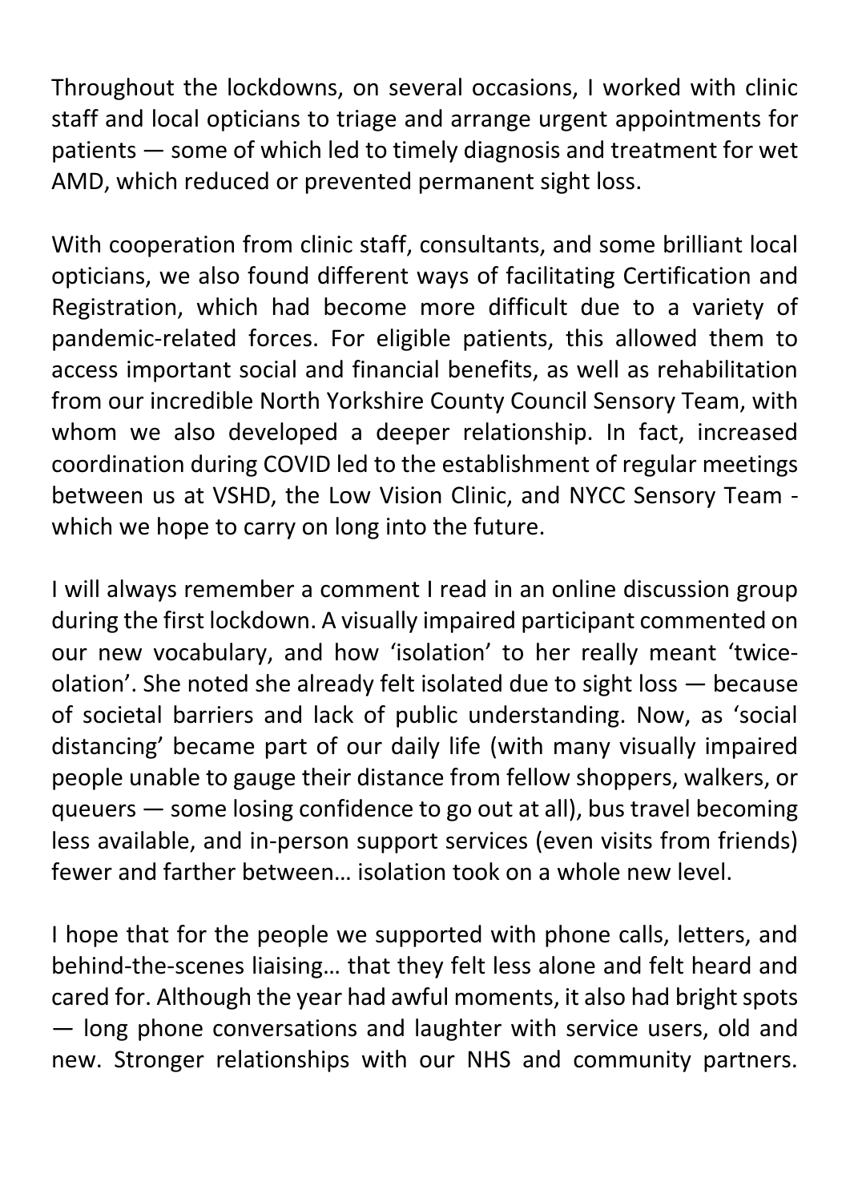Throughout the lockdowns, on several occasions, I worked with clinic staff and local opticians to triage and arrange urgent appointments for patients — some of which led to timely diagnosis and treatment for wet AMD, which reduced or prevented permanent sight loss.

With cooperation from clinic staff, consultants, and some brilliant local opticians, we also found different ways of facilitating Certification and Registration, which had become more difficult due to a variety of pandemic-related forces. For eligible patients, this allowed them to access important social and financial benefits, as well as rehabilitation from our incredible North Yorkshire County Council Sensory Team, with whom we also developed a deeper relationship. In fact, increased coordination during COVID led to the establishment of regular meetings between us at VSHD, the Low Vision Clinic, and NYCC Sensory Team - which we hope to carry on long into the future.

I will always remember a comment I read in an online discussion group during the first lockdown. A visually impaired participant commented on our new vocabulary, and how 'isolation' to her really meant 'twice-olation'. She noted she already felt isolated due to sight loss — because of societal barriers and lack of public understanding. Now, as 'social distancing' became part of our daily life (with many visually impaired people unable to gauge their distance from fellow shoppers, walkers, or queuers — some losing confidence to go out at all), bus travel becoming less available, and in-person support services (even visits from friends) fewer and farther between… isolation took on a whole new level.

I hope that for the people we supported with phone calls, letters, and behind-the-scenes liaising… that they felt less alone and felt heard and cared for. Although the year had awful moments, it also had bright spots — long phone conversations and laughter with service users, old and new. Stronger relationships with our NHS and community partners.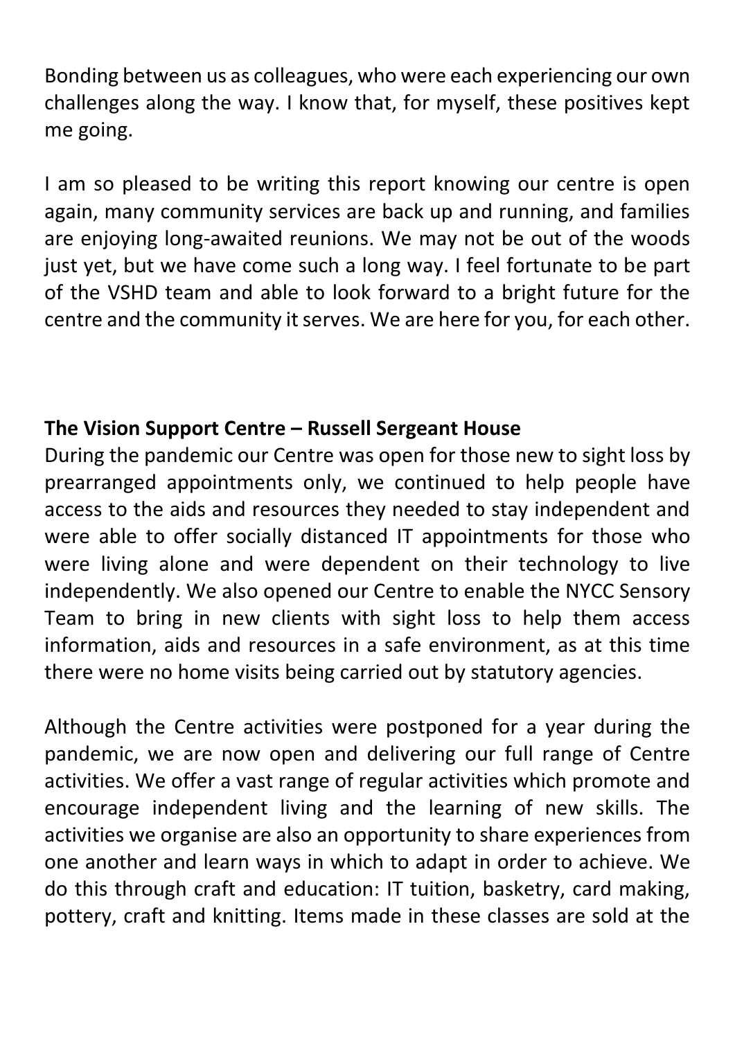Bonding between us as colleagues, who were each experiencing our own challenges along the way. I know that, for myself, these positives kept me going.

I am so pleased to be writing this report knowing our centre is open again, many community services are back up and running, and families are enjoying long-awaited reunions. We may not be out of the woods just yet, but we have come such a long way. I feel fortunate to be part of the VSHD team and able to look forward to a bright future for the centre and the community it serves. We are here for you, for each other.

**The Vision Support Centre – Russell Sergeant House**

During the pandemic our Centre was open for those new to sight loss by prearranged appointments only, we continued to help people have access to the aids and resources they needed to stay independent and were able to offer socially distanced IT appointments for those who were living alone and were dependent on their technology to live independently. We also opened our Centre to enable the NYCC Sensory Team to bring in new clients with sight loss to help them access information, aids and resources in a safe environment, as at this time there were no home visits being carried out by statutory agencies.

Although the Centre activities were postponed for a year during the pandemic, we are now open and delivering our full range of Centre activities. We offer a vast range of regular activities which promote and encourage independent living and the learning of new skills. The activities we organise are also an opportunity to share experiences from one another and learn ways in which to adapt in order to achieve. We do this through craft and education: IT tuition, basketry, card making, pottery, craft and knitting. Items made in these classes are sold at the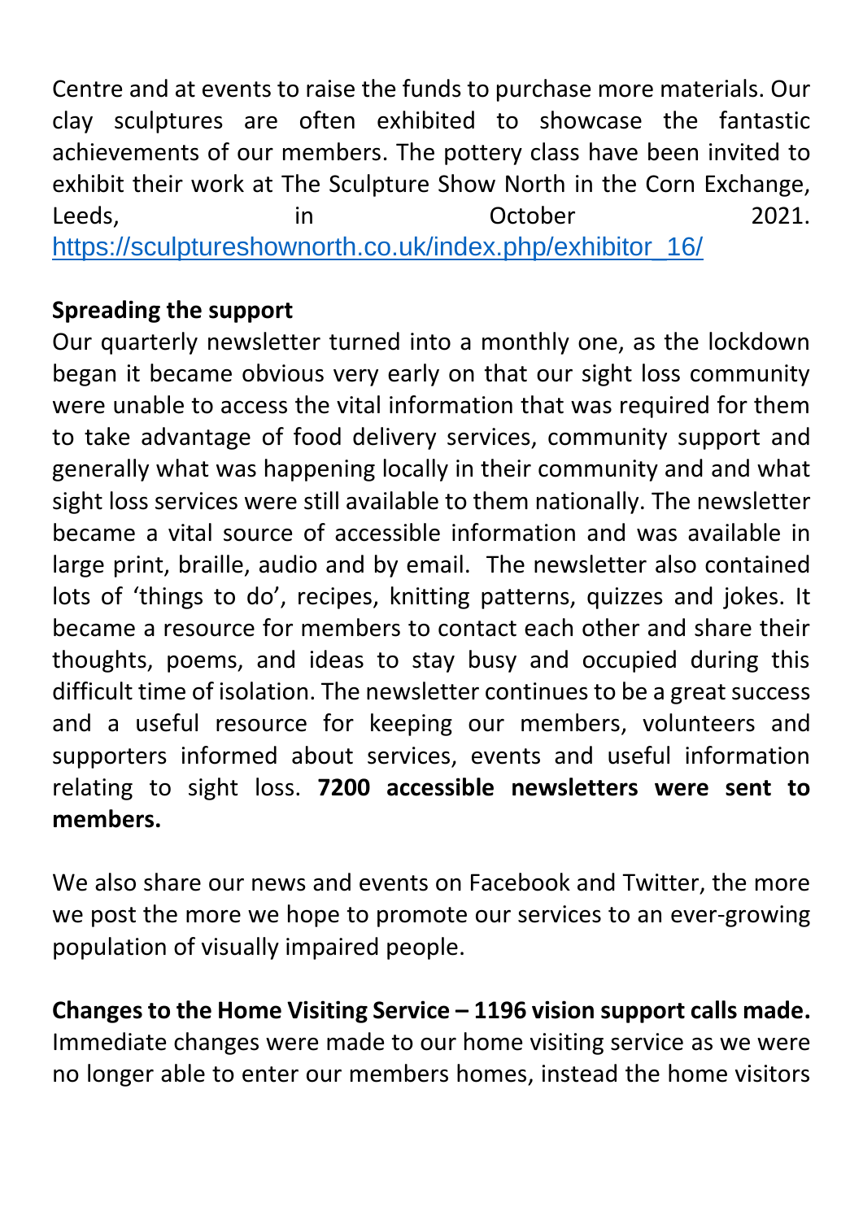Centre and at events to raise the funds to purchase more materials. Our clay sculptures are often exhibited to showcase the fantastic achievements of our members. The pottery class have been invited to exhibit their work at The Sculpture Show North in the Corn Exchange, Leeds, in October 2021. https://sculptureshownorth.co.uk/index.php/exhibitor_16/

**Spreading the support**

Our quarterly newsletter turned into a monthly one, as the lockdown began it became obvious very early on that our sight loss community were unable to access the vital information that was required for them to take advantage of food delivery services, community support and generally what was happening locally in their community and and what sight loss services were still available to them nationally. The newsletter became a vital source of accessible information and was available in large print, braille, audio and by email. The newsletter also contained lots of 'things to do', recipes, knitting patterns, quizzes and jokes. It became a resource for members to contact each other and share their thoughts, poems, and ideas to stay busy and occupied during this difficult time of isolation. The newsletter continues to be a great success and a useful resource for keeping our members, volunteers and supporters informed about services, events and useful information relating to sight loss. **7200 accessible newsletters were sent to members.**

We also share our news and events on Facebook and Twitter, the more we post the more we hope to promote our services to an ever-growing population of visually impaired people.

**Changes to the Home Visiting Service – 1196 vision support calls made.**

Immediate changes were made to our home visiting service as we were no longer able to enter our members homes, instead the home visitors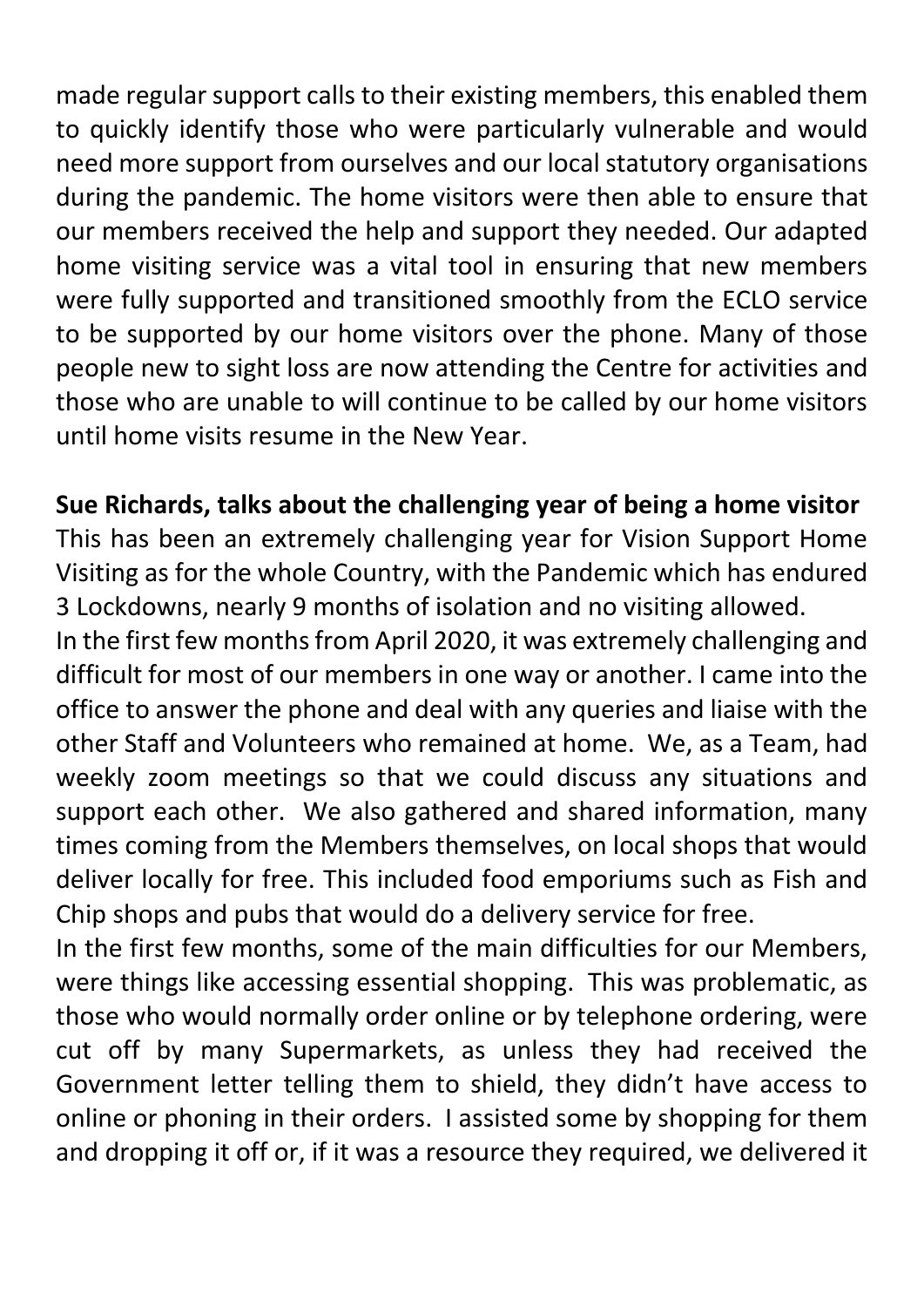made regular support calls to their existing members, this enabled them to quickly identify those who were particularly vulnerable and would need more support from ourselves and our local statutory organisations during the pandemic. The home visitors were then able to ensure that our members received the help and support they needed. Our adapted home visiting service was a vital tool in ensuring that new members were fully supported and transitioned smoothly from the ECLO service to be supported by our home visitors over the phone. Many of those people new to sight loss are now attending the Centre for activities and those who are unable to will continue to be called by our home visitors until home visits resume in the New Year.

**Sue Richards, talks about the challenging year of being a home visitor**

This has been an extremely challenging year for Vision Support Home Visiting as for the whole Country, with the Pandemic which has endured 3 Lockdowns, nearly 9 months of isolation and no visiting allowed.

In the first few months from April 2020, it was extremely challenging and difficult for most of our members in one way or another. I came into the office to answer the phone and deal with any queries and liaise with the other Staff and Volunteers who remained at home. We, as a Team, had weekly zoom meetings so that we could discuss any situations and support each other. We also gathered and shared information, many times coming from the Members themselves, on local shops that would deliver locally for free. This included food emporiums such as Fish and Chip shops and pubs that would do a delivery service for free.

In the first few months, some of the main difficulties for our Members, were things like accessing essential shopping. This was problematic, as those who would normally order online or by telephone ordering, were cut off by many Supermarkets, as unless they had received the Government letter telling them to shield, they didn't have access to online or phoning in their orders. I assisted some by shopping for them and dropping it off or, if it was a resource they required, we delivered it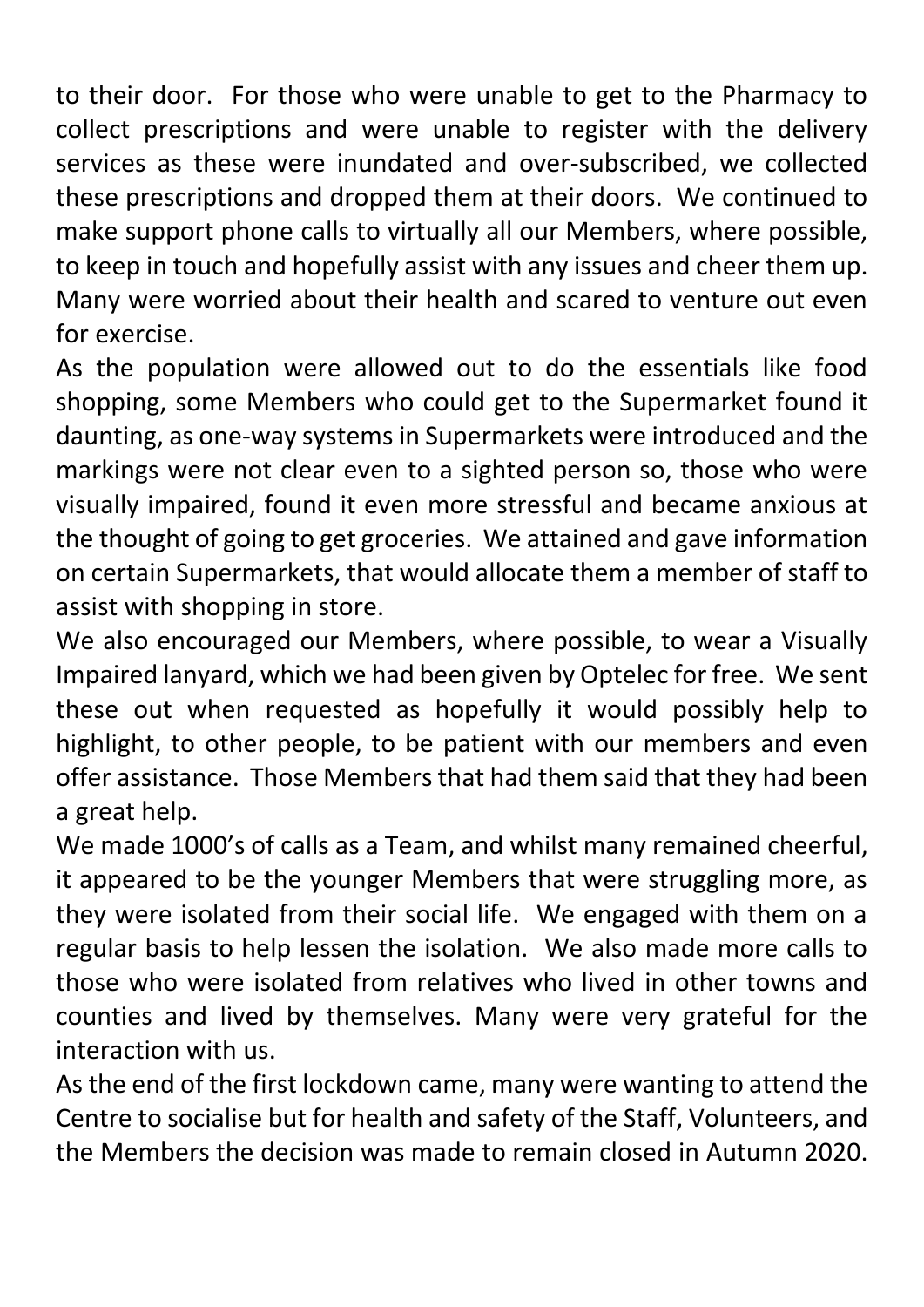to their door. For those who were unable to get to the Pharmacy to collect prescriptions and were unable to register with the delivery services as these were inundated and over-subscribed, we collected these prescriptions and dropped them at their doors. We continued to make support phone calls to virtually all our Members, where possible, to keep in touch and hopefully assist with any issues and cheer them up. Many were worried about their health and scared to venture out even for exercise.

As the population were allowed out to do the essentials like food shopping, some Members who could get to the Supermarket found it daunting, as one-way systems in Supermarkets were introduced and the markings were not clear even to a sighted person so, those who were visually impaired, found it even more stressful and became anxious at the thought of going to get groceries. We attained and gave information on certain Supermarkets, that would allocate them a member of staff to assist with shopping in store.

We also encouraged our Members, where possible, to wear a Visually Impaired lanyard, which we had been given by Optelec for free. We sent these out when requested as hopefully it would possibly help to highlight, to other people, to be patient with our members and even offer assistance. Those Members that had them said that they had been a great help.

We made 1000's of calls as a Team, and whilst many remained cheerful, it appeared to be the younger Members that were struggling more, as they were isolated from their social life. We engaged with them on a regular basis to help lessen the isolation. We also made more calls to those who were isolated from relatives who lived in other towns and counties and lived by themselves. Many were very grateful for the interaction with us.

As the end of the first lockdown came, many were wanting to attend the Centre to socialise but for health and safety of the Staff, Volunteers, and the Members the decision was made to remain closed in Autumn 2020.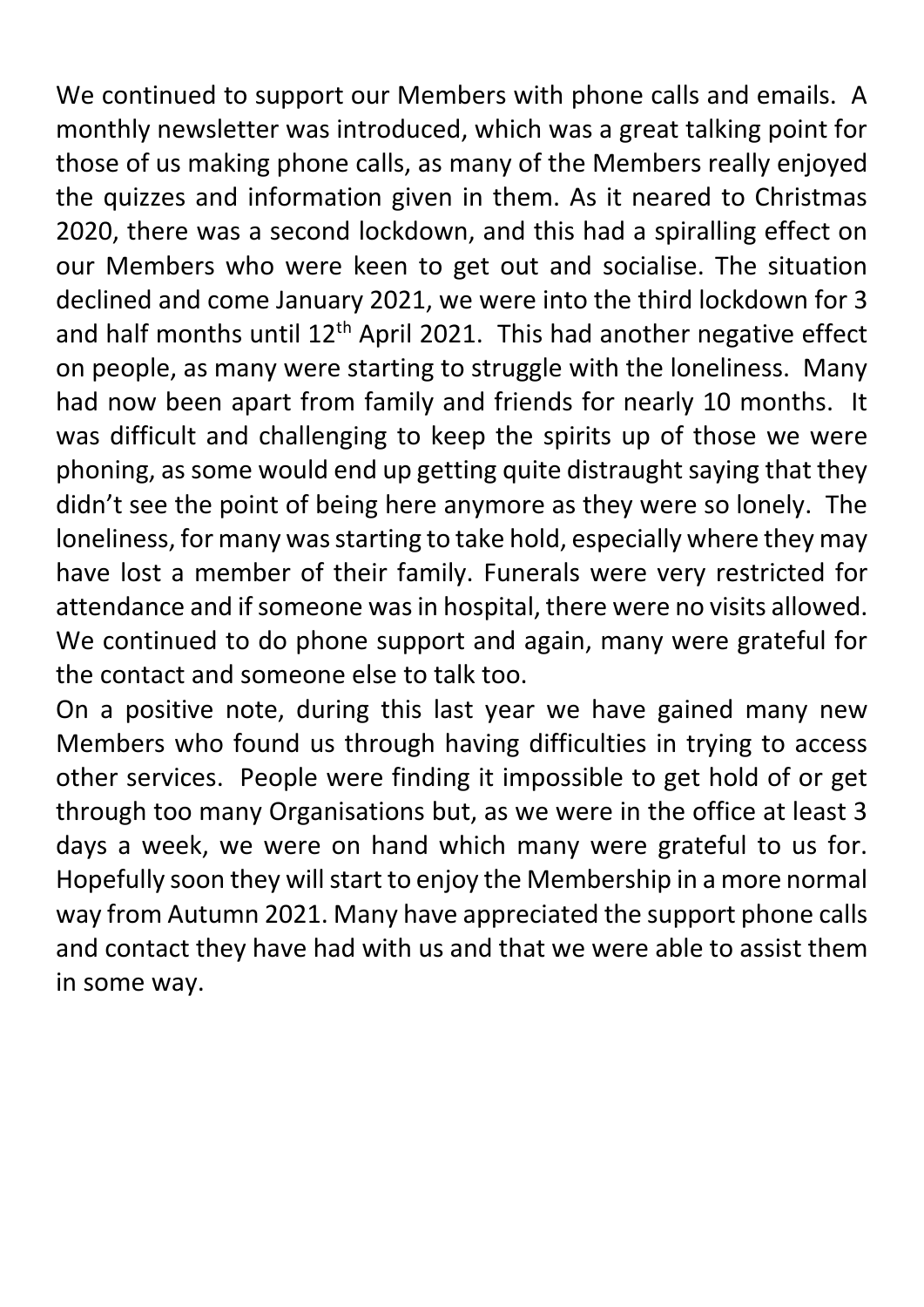We continued to support our Members with phone calls and emails. A monthly newsletter was introduced, which was a great talking point for those of us making phone calls, as many of the Members really enjoyed the quizzes and information given in them. As it neared to Christmas 2020, there was a second lockdown, and this had a spiralling effect on our Members who were keen to get out and socialise. The situation declined and come January 2021, we were into the third lockdown for 3 and half months until 12th April 2021. This had another negative effect on people, as many were starting to struggle with the loneliness. Many had now been apart from family and friends for nearly 10 months. It was difficult and challenging to keep the spirits up of those we were phoning, as some would end up getting quite distraught saying that they didn't see the point of being here anymore as they were so lonely. The loneliness, for many was starting to take hold, especially where they may have lost a member of their family. Funerals were very restricted for attendance and if someone was in hospital, there were no visits allowed. We continued to do phone support and again, many were grateful for the contact and someone else to talk too.

On a positive note, during this last year we have gained many new Members who found us through having difficulties in trying to access other services. People were finding it impossible to get hold of or get through too many Organisations but, as we were in the office at least 3 days a week, we were on hand which many were grateful to us for. Hopefully soon they will start to enjoy the Membership in a more normal way from Autumn 2021. Many have appreciated the support phone calls and contact they have had with us and that we were able to assist them in some way.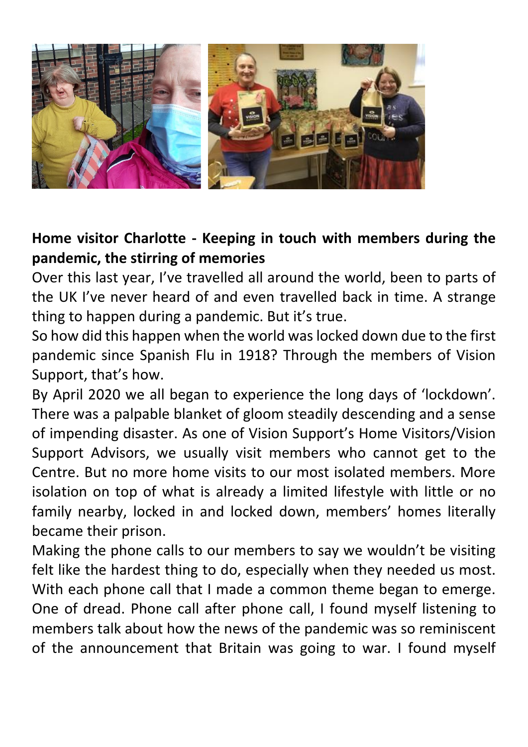**Home visitor Charlotte - Keeping in touch with members during the pandemic, the stirring of memories**

Over this last year, I've travelled all around the world, been to parts of the UK I've never heard of and even travelled back in time. A strange thing to happen during a pandemic. But it's true.

So how did this happen when the world was locked down due to the first pandemic since Spanish Flu in 1918? Through the members of Vision Support, that's how.

By April 2020 we all began to experience the long days of 'lockdown'. There was a palpable blanket of gloom steadily descending and a sense of impending disaster. As one of Vision Support's Home Visitors/Vision Support Advisors, we usually visit members who cannot get to the Centre. But no more home visits to our most isolated members. More isolation on top of what is already a limited lifestyle with little or no family nearby, locked in and locked down, members' homes literally became their prison.

Making the phone calls to our members to say we wouldn't be visiting felt like the hardest thing to do, especially when they needed us most. With each phone call that I made a common theme began to emerge. One of dread. Phone call after phone call, I found myself listening to members talk about how the news of the pandemic was so reminiscent of the announcement that Britain was going to war. I found myself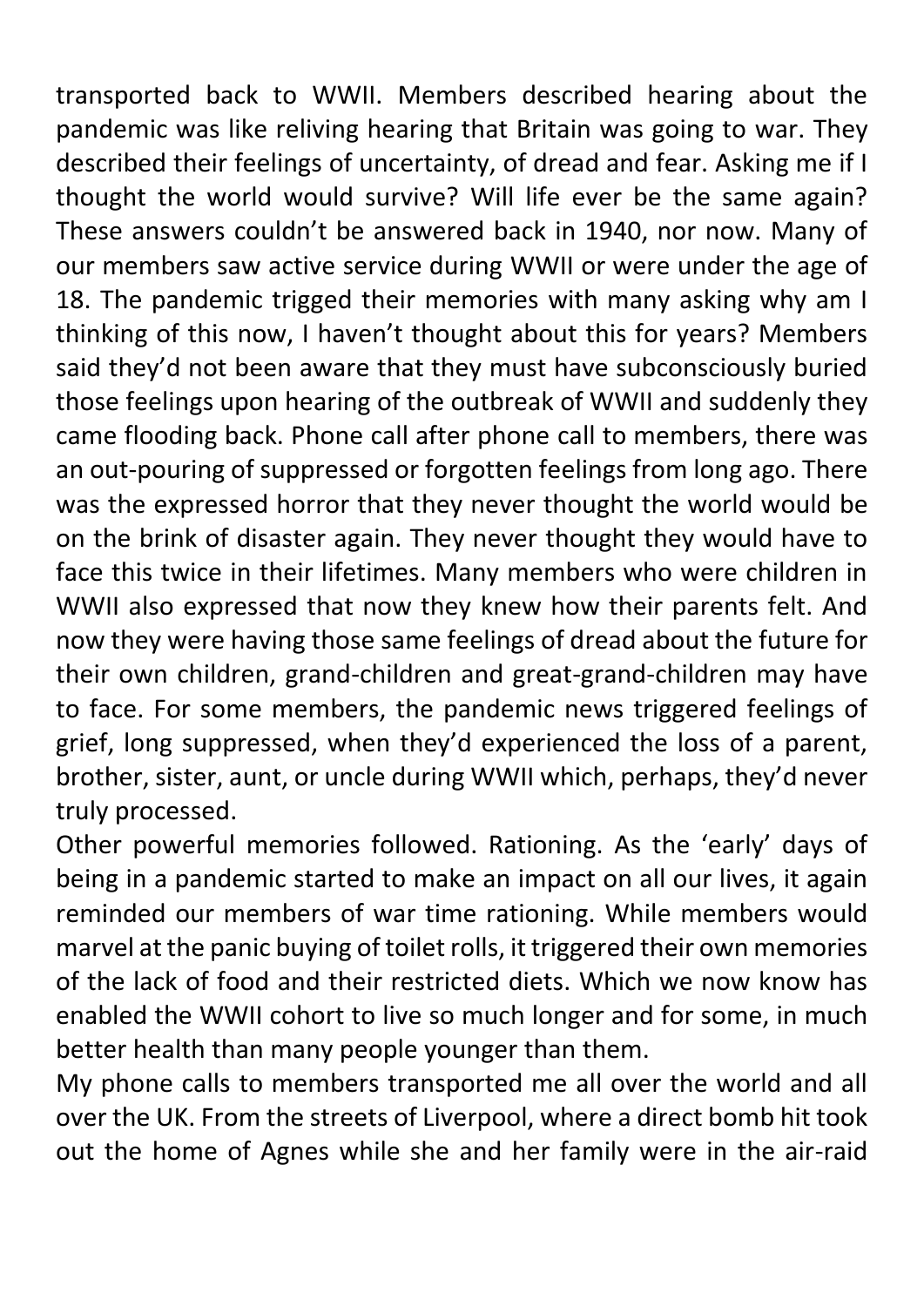transported back to WWII. Members described hearing about the pandemic was like reliving hearing that Britain was going to war. They described their feelings of uncertainty, of dread and fear. Asking me if I thought the world would survive? Will life ever be the same again? These answers couldn't be answered back in 1940, nor now. Many of our members saw active service during WWII or were under the age of 18. The pandemic trigged their memories with many asking why am I thinking of this now, I haven't thought about this for years? Members said they'd not been aware that they must have subconsciously buried those feelings upon hearing of the outbreak of WWII and suddenly they came flooding back. Phone call after phone call to members, there was an out-pouring of suppressed or forgotten feelings from long ago. There was the expressed horror that they never thought the world would be on the brink of disaster again. They never thought they would have to face this twice in their lifetimes. Many members who were children in WWII also expressed that now they knew how their parents felt. And now they were having those same feelings of dread about the future for their own children, grand-children and great-grand-children may have to face. For some members, the pandemic news triggered feelings of grief, long suppressed, when they'd experienced the loss of a parent, brother, sister, aunt, or uncle during WWII which, perhaps, they'd never truly processed.

Other powerful memories followed. Rationing. As the 'early' days of being in a pandemic started to make an impact on all our lives, it again reminded our members of war time rationing. While members would marvel at the panic buying of toilet rolls, it triggered their own memories of the lack of food and their restricted diets. Which we now know has enabled the WWII cohort to live so much longer and for some, in much better health than many people younger than them.

My phone calls to members transported me all over the world and all over the UK. From the streets of Liverpool, where a direct bomb hit took out the home of Agnes while she and her family were in the air-raid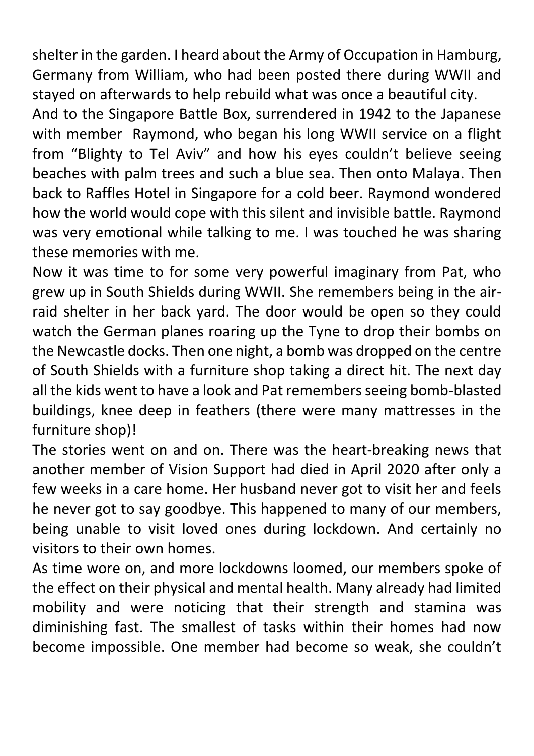shelter in the garden. I heard about the Army of Occupation in Hamburg, Germany from William, who had been posted there during WWII and stayed on afterwards to help rebuild what was once a beautiful city.

And to the Singapore Battle Box, surrendered in 1942 to the Japanese with member Raymond, who began his long WWII service on a flight from "Blighty to Tel Aviv" and how his eyes couldn't believe seeing beaches with palm trees and such a blue sea. Then onto Malaya. Then back to Raffles Hotel in Singapore for a cold beer. Raymond wondered how the world would cope with this silent and invisible battle. Raymond was very emotional while talking to me. I was touched he was sharing these memories with me.

Now it was time to for some very powerful imaginary from Pat, who grew up in South Shields during WWII. She remembers being in the air-raid shelter in her back yard. The door would be open so they could watch the German planes roaring up the Tyne to drop their bombs on the Newcastle docks. Then one night, a bomb was dropped on the centre of South Shields with a furniture shop taking a direct hit. The next day all the kids went to have a look and Pat remembers seeing bomb-blasted buildings, knee deep in feathers (there were many mattresses in the furniture shop)!

The stories went on and on. There was the heart-breaking news that another member of Vision Support had died in April 2020 after only a few weeks in a care home. Her husband never got to visit her and feels he never got to say goodbye. This happened to many of our members, being unable to visit loved ones during lockdown. And certainly no visitors to their own homes.

As time wore on, and more lockdowns loomed, our members spoke of the effect on their physical and mental health. Many already had limited mobility and were noticing that their strength and stamina was diminishing fast. The smallest of tasks within their homes had now become impossible. One member had become so weak, she couldn't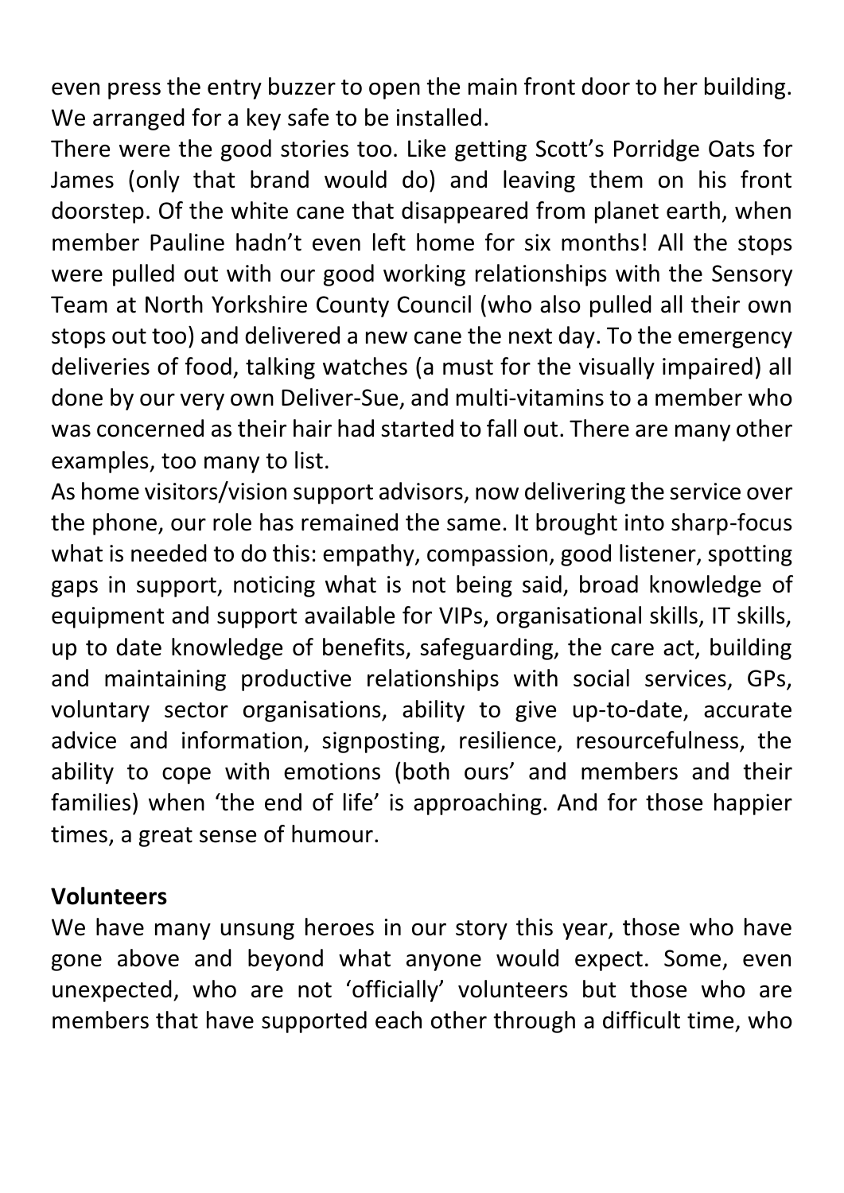even press the entry buzzer to open the main front door to her building. We arranged for a key safe to be installed.

There were the good stories too. Like getting Scott's Porridge Oats for James (only that brand would do) and leaving them on his front doorstep. Of the white cane that disappeared from planet earth, when member Pauline hadn't even left home for six months! All the stops were pulled out with our good working relationships with the Sensory Team at North Yorkshire County Council (who also pulled all their own stops out too) and delivered a new cane the next day. To the emergency deliveries of food, talking watches (a must for the visually impaired) all done by our very own Deliver-Sue, and multi-vitamins to a member who was concerned as their hair had started to fall out. There are many other examples, too many to list.

As home visitors/vision support advisors, now delivering the service over the phone, our role has remained the same. It brought into sharp-focus what is needed to do this: empathy, compassion, good listener, spotting gaps in support, noticing what is not being said, broad knowledge of equipment and support available for VIPs, organisational skills, IT skills, up to date knowledge of benefits, safeguarding, the care act, building and maintaining productive relationships with social services, GPs, voluntary sector organisations, ability to give up-to-date, accurate advice and information, signposting, resilience, resourcefulness, the ability to cope with emotions (both ours' and members and their families) when 'the end of life' is approaching. And for those happier times, a great sense of humour.

**Volunteers**

We have many unsung heroes in our story this year, those who have gone above and beyond what anyone would expect. Some, even unexpected, who are not 'officially' volunteers but those who are members that have supported each other through a difficult time, who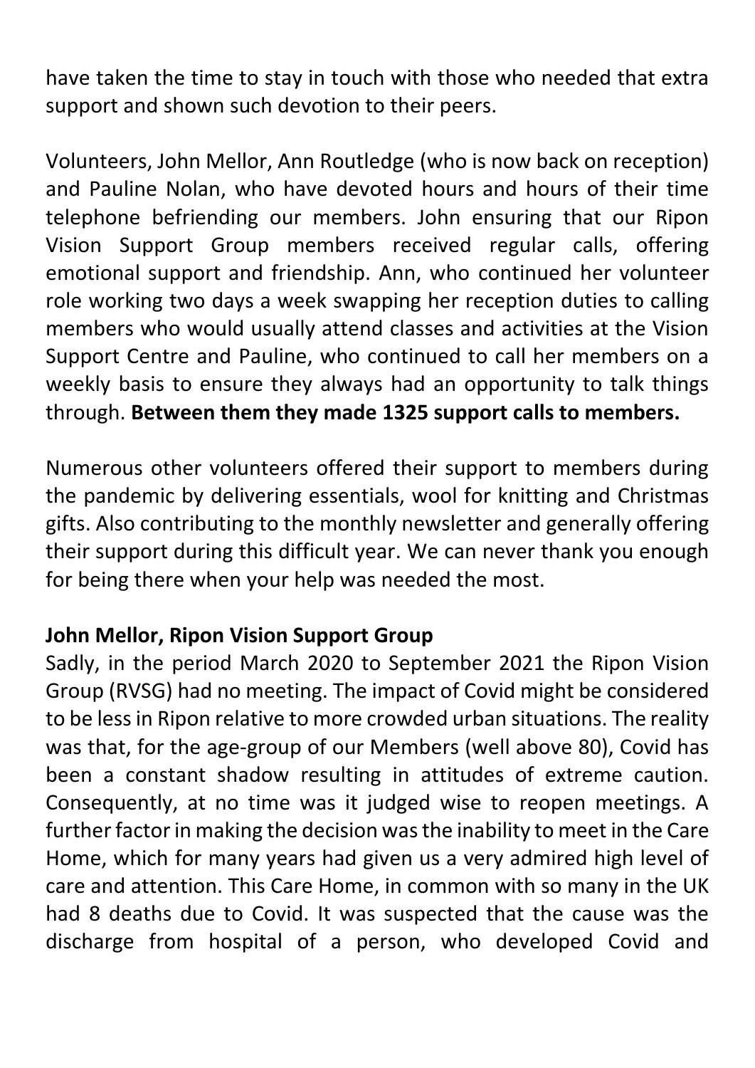have taken the time to stay in touch with those who needed that extra support and shown such devotion to their peers.

Volunteers, John Mellor, Ann Routledge (who is now back on reception) and Pauline Nolan, who have devoted hours and hours of their time telephone befriending our members. John ensuring that our Ripon Vision Support Group members received regular calls, offering emotional support and friendship. Ann, who continued her volunteer role working two days a week swapping her reception duties to calling members who would usually attend classes and activities at the Vision Support Centre and Pauline, who continued to call her members on a weekly basis to ensure they always had an opportunity to talk things through. **Between them they made 1325 support calls to members.**

Numerous other volunteers offered their support to members during the pandemic by delivering essentials, wool for knitting and Christmas gifts. Also contributing to the monthly newsletter and generally offering their support during this difficult year. We can never thank you enough for being there when your help was needed the most.

**John Mellor, Ripon Vision Support Group**

Sadly, in the period March 2020 to September 2021 the Ripon Vision Group (RVSG) had no meeting. The impact of Covid might be considered to be less in Ripon relative to more crowded urban situations. The reality was that, for the age-group of our Members (well above 80), Covid has been a constant shadow resulting in attitudes of extreme caution. Consequently, at no time was it judged wise to reopen meetings. A further factor in making the decision was the inability to meet in the Care Home, which for many years had given us a very admired high level of care and attention. This Care Home, in common with so many in the UK had 8 deaths due to Covid. It was suspected that the cause was the discharge from hospital of a person, who developed Covid and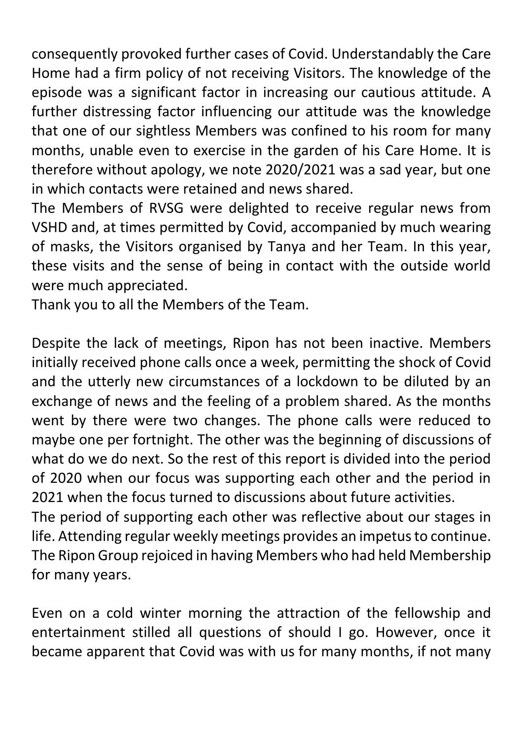consequently provoked further cases of Covid. Understandably the Care Home had a firm policy of not receiving Visitors. The knowledge of the episode was a significant factor in increasing our cautious attitude. A further distressing factor influencing our attitude was the knowledge that one of our sightless Members was confined to his room for many months, unable even to exercise in the garden of his Care Home. It is therefore without apology, we note 2020/2021 was a sad year, but one in which contacts were retained and news shared.

The Members of RVSG were delighted to receive regular news from VSHD and, at times permitted by Covid, accompanied by much wearing of masks, the Visitors organised by Tanya and her Team. In this year, these visits and the sense of being in contact with the outside world were much appreciated.

Thank you to all the Members of the Team.

Despite the lack of meetings, Ripon has not been inactive. Members initially received phone calls once a week, permitting the shock of Covid and the utterly new circumstances of a lockdown to be diluted by an exchange of news and the feeling of a problem shared. As the months went by there were two changes. The phone calls were reduced to maybe one per fortnight. The other was the beginning of discussions of what do we do next. So the rest of this report is divided into the period of 2020 when our focus was supporting each other and the period in 2021 when the focus turned to discussions about future activities.

The period of supporting each other was reflective about our stages in life. Attending regular weekly meetings provides an impetus to continue. The Ripon Group rejoiced in having Members who had held Membership for many years.

Even on a cold winter morning the attraction of the fellowship and entertainment stilled all questions of should I go. However, once it became apparent that Covid was with us for many months, if not many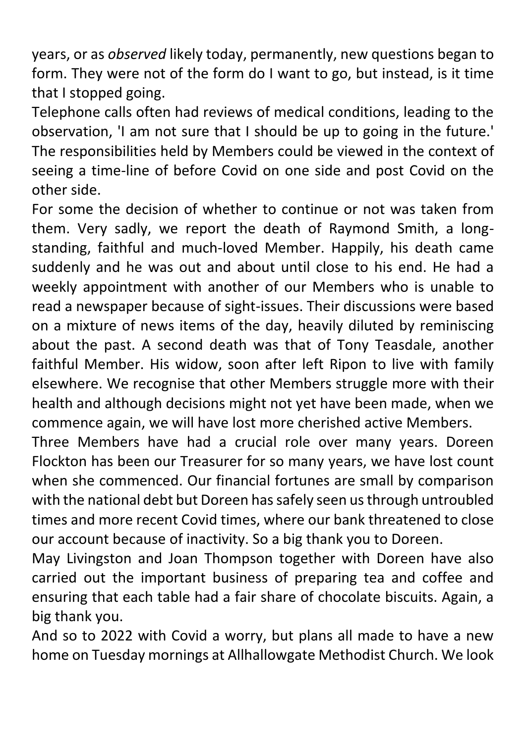years, or as *observed* likely today, permanently, new questions began to form. They were not of the form do I want to go, but instead, is it time that I stopped going.

Telephone calls often had reviews of medical conditions, leading to the observation, 'I am not sure that I should be up to going in the future.' The responsibilities held by Members could be viewed in the context of seeing a time-line of before Covid on one side and post Covid on the other side.

For some the decision of whether to continue or not was taken from them. Very sadly, we report the death of Raymond Smith, a long-standing, faithful and much-loved Member. Happily, his death came suddenly and he was out and about until close to his end. He had a weekly appointment with another of our Members who is unable to read a newspaper because of sight-issues. Their discussions were based on a mixture of news items of the day, heavily diluted by reminiscing about the past. A second death was that of Tony Teasdale, another faithful Member. His widow, soon after left Ripon to live with family elsewhere. We recognise that other Members struggle more with their health and although decisions might not yet have been made, when we commence again, we will have lost more cherished active Members.

Three Members have had a crucial role over many years. Doreen Flockton has been our Treasurer for so many years, we have lost count when she commenced. Our financial fortunes are small by comparison with the national debt but Doreen has safely seen us through untroubled times and more recent Covid times, where our bank threatened to close our account because of inactivity. So a big thank you to Doreen.

May Livingston and Joan Thompson together with Doreen have also carried out the important business of preparing tea and coffee and ensuring that each table had a fair share of chocolate biscuits. Again, a big thank you.

And so to 2022 with Covid a worry, but plans all made to have a new home on Tuesday mornings at Allhallowgate Methodist Church. We look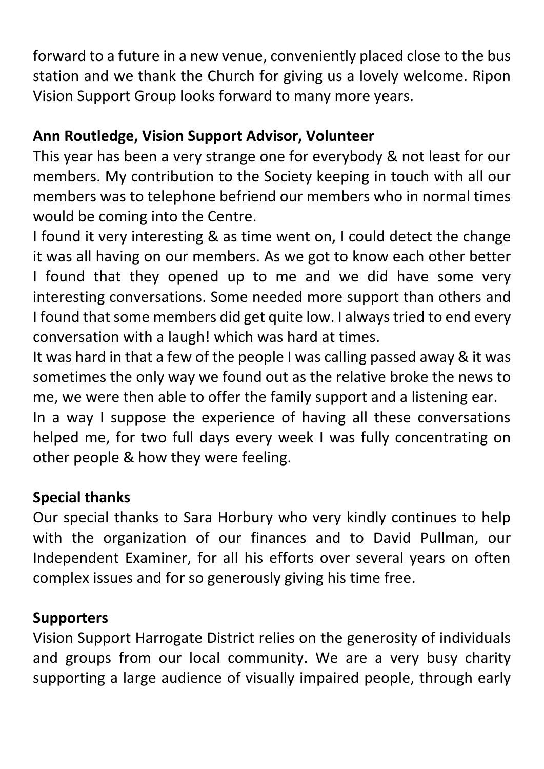forward to a future in a new venue, conveniently placed close to the bus station and we thank the Church for giving us a lovely welcome. Ripon Vision Support Group looks forward to many more years.

**Ann Routledge, Vision Support Advisor, Volunteer**

This year has been a very strange one for everybody & not least for our members. My contribution to the Society keeping in touch with all our members was to telephone befriend our members who in normal times would be coming into the Centre.

I found it very interesting & as time went on, I could detect the change it was all having on our members. As we got to know each other better I found that they opened up to me and we did have some very interesting conversations. Some needed more support than others and I found that some members did get quite low. I always tried to end every conversation with a laugh! which was hard at times.

It was hard in that a few of the people I was calling passed away & it was sometimes the only way we found out as the relative broke the news to me, we were then able to offer the family support and a listening ear.

In a way I suppose the experience of having all these conversations helped me, for two full days every week I was fully concentrating on other people & how they were feeling.

**Special thanks**

Our special thanks to Sara Horbury who very kindly continues to help with the organization of our finances and to David Pullman, our Independent Examiner, for all his efforts over several years on often complex issues and for so generously giving his time free.

**Supporters**

Vision Support Harrogate District relies on the generosity of individuals and groups from our local community. We are a very busy charity supporting a large audience of visually impaired people, through early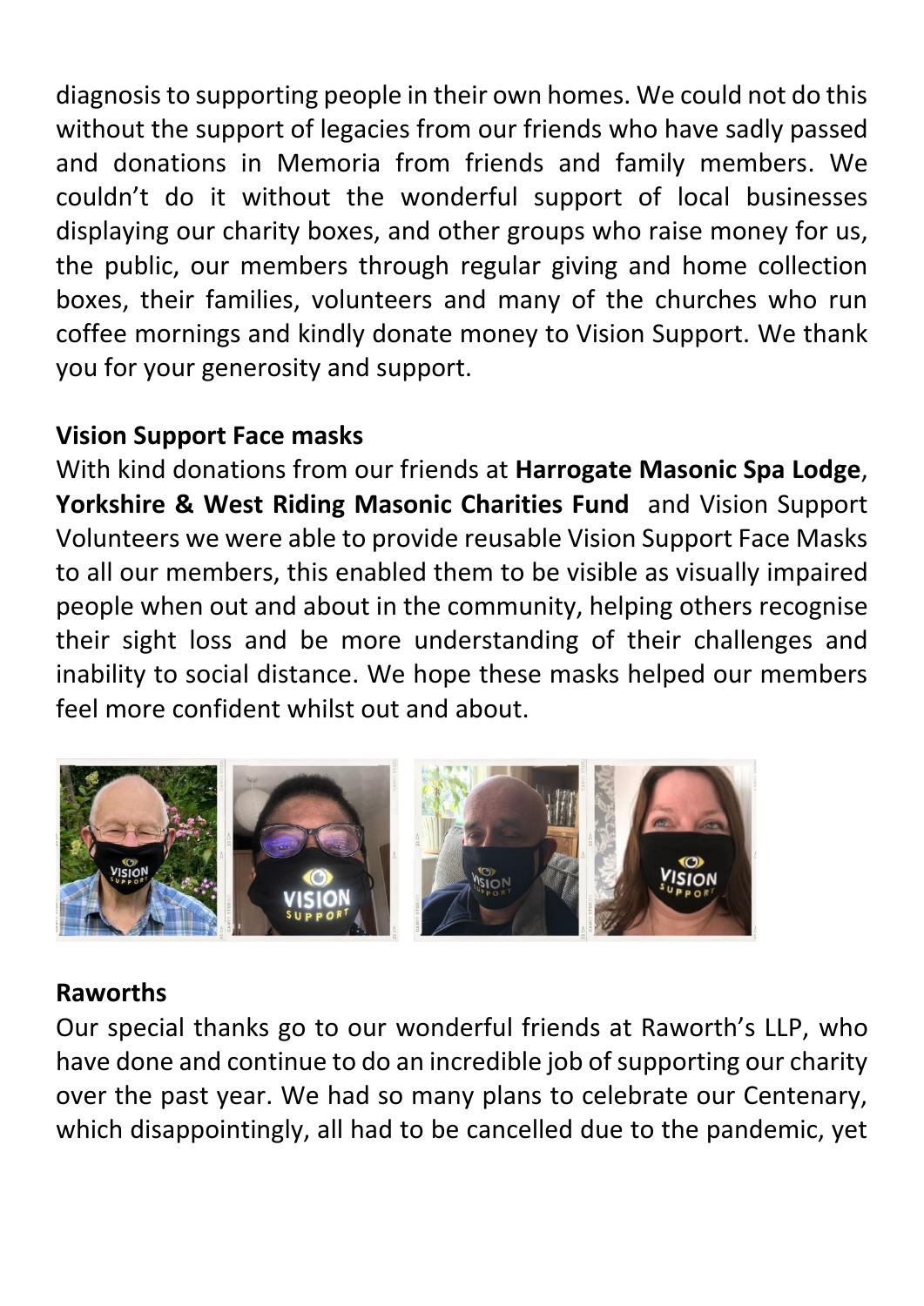diagnosis to supporting people in their own homes. We could not do this without the support of legacies from our friends who have sadly passed and donations in Memoria from friends and family members. We couldn't do it without the wonderful support of local businesses displaying our charity boxes, and other groups who raise money for us, the public, our members through regular giving and home collection boxes, their families, volunteers and many of the churches who run coffee mornings and kindly donate money to Vision Support. We thank you for your generosity and support.

**Vision Support Face masks**

With kind donations from our friends at **Harrogate Masonic Spa Lodge**, **Yorkshire & West Riding Masonic Charities Fund** and Vision Support Volunteers we were able to provide reusable Vision Support Face Masks to all our members, this enabled them to be visible as visually impaired people when out and about in the community, helping others recognise their sight loss and be more understanding of their challenges and inability to social distance. We hope these masks helped our members feel more confident whilst out and about.

**Raworths**

Our special thanks go to our wonderful friends at Raworth's LLP, who have done and continue to do an incredible job of supporting our charity over the past year. We had so many plans to celebrate our Centenary, which disappointingly, all had to be cancelled due to the pandemic, yet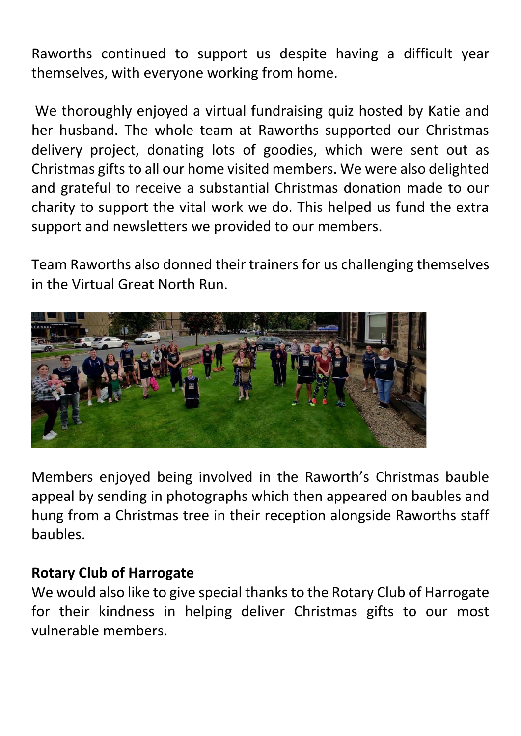Raworths continued to support us despite having a difficult year themselves, with everyone working from home.

We thoroughly enjoyed a virtual fundraising quiz hosted by Katie and her husband. The whole team at Raworths supported our Christmas delivery project, donating lots of goodies, which were sent out as Christmas gifts to all our home visited members. We were also delighted and grateful to receive a substantial Christmas donation made to our charity to support the vital work we do. This helped us fund the extra support and newsletters we provided to our members.

Team Raworths also donned their trainers for us challenging themselves in the Virtual Great North Run.

Members enjoyed being involved in the Raworth's Christmas bauble appeal by sending in photographs which then appeared on baubles and hung from a Christmas tree in their reception alongside Raworths staff baubles.

**Rotary Club of Harrogate**

We would also like to give special thanks to the Rotary Club of Harrogate for their kindness in helping deliver Christmas gifts to our most vulnerable members.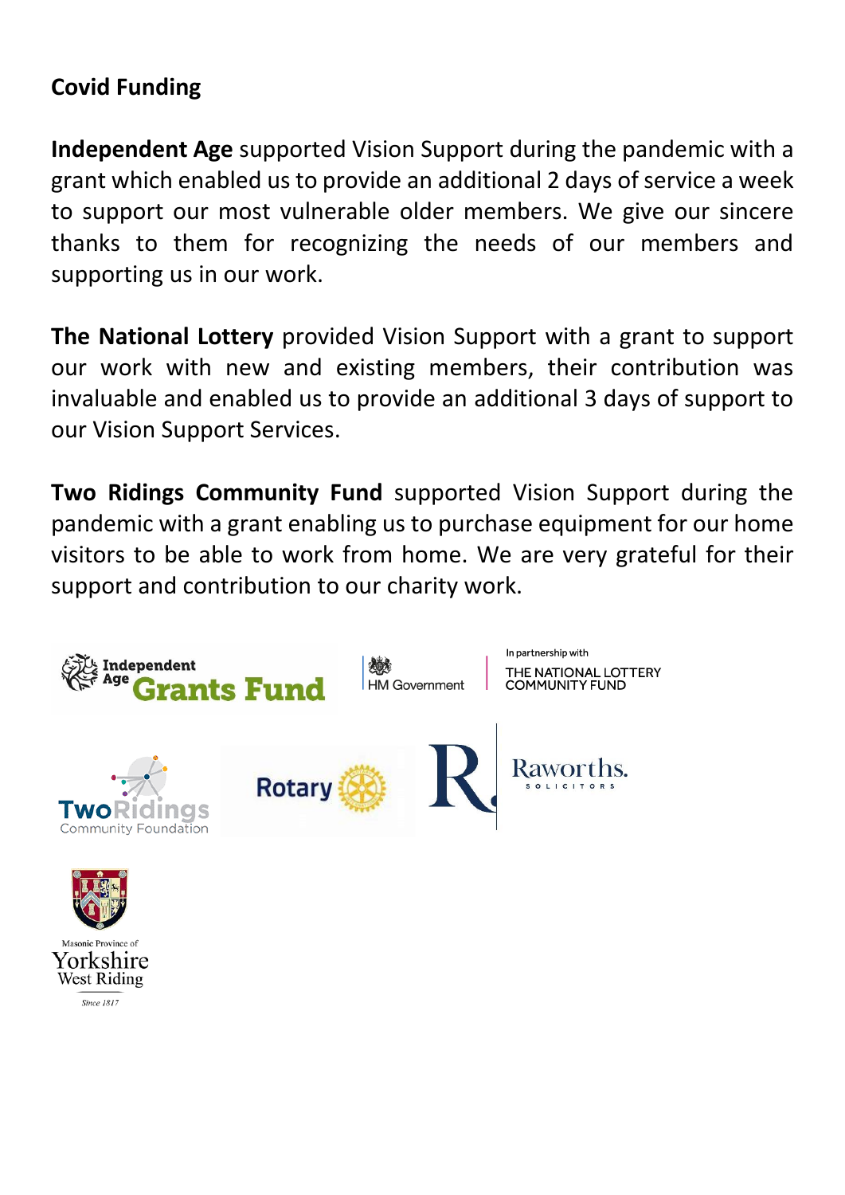## Covid Funding

**Independent Age** supported Vision Support during the pandemic with a grant which enabled us to provide an additional 2 days of service a week to support our most vulnerable older members. We give our sincere thanks to them for recognizing the needs of our members and supporting us in our work.

**The National Lottery** provided Vision Support with a grant to support our work with new and existing members, their contribution was invaluable and enabled us to provide an additional 3 days of support to our Vision Support Services.

**Two Ridings Community Fund** supported Vision Support during the pandemic with a grant enabling us to purchase equipment for our home visitors to be able to work from home. We are very grateful for their support and contribution to our charity work.

Independent Age Grants Fund

HM Government

In partnership with THE NATIONAL LOTTERY COMMUNITY FUND

Two Ridings Community Foundation

Rotary

Raworths. SOLICITORS

Masonic Province of Yorkshire West Riding

Since 1817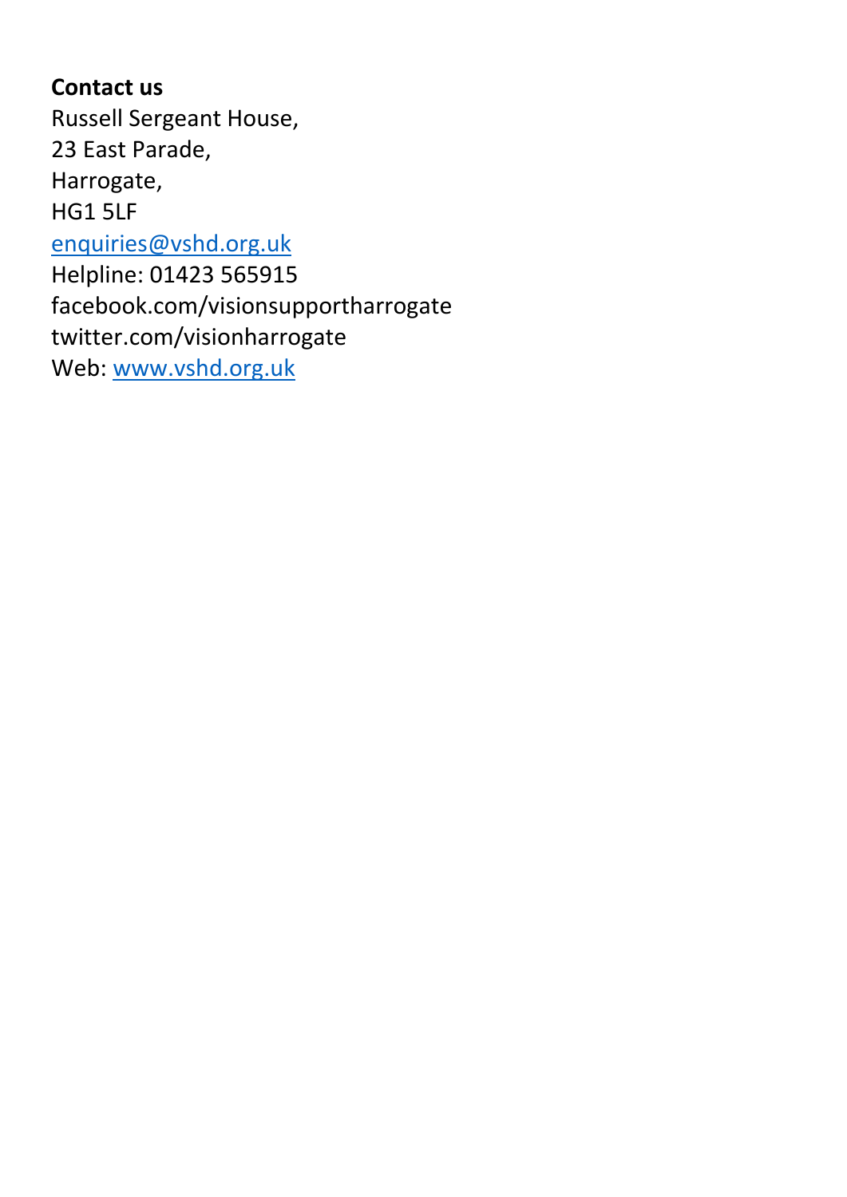**Contact us**

Russell Sergeant House,
23 East Parade,
Harrogate,
HG1 5LF
[enquiries@vshd.org.uk](mailto:enquiries@vshd.org.uk)
Helpline: 01423 565915
facebook.com/visionsupportharrogate
twitter.com/visionharrogate
Web: [www.vshd.org.uk](http://www.vshd.org.uk)